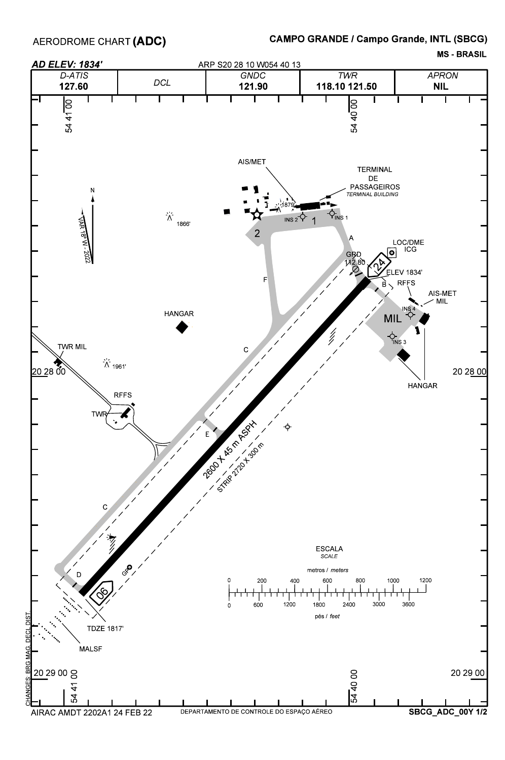# AERODROME CHART (ADC)

## CAMPO GRANDE / Campo Grande, INTL (SBCG)

**MS - BRASIL**

***AD ELEV: 1834'*** ARP S20 28 10 W054 40 13

| *D-ATIS* | *DCL* | *GNDC* | *TWR* | *APRON* |
|---|---|---|---|---|
| **127.60** | | **121.90** | **118.10 121.50** | **NIL** |

54 41 00

54 40 00

AIS/MET

TERMINAL DE PASSAGEIROS

*TERMINAL BUILDING*

N

VAR 18° W - 2022

1866'

1879'

INS 2

1

INS 1

2

A

LOC/DME ICG

GRD 112.80

24

ELEV 1834'

B

RFFS

AIS-MET MIL

INS 4

MIL

INS 3

F

HANGAR

C

TWR MIL

1961'

20 28 00

20 28 00

HANGAR

RFFS

TWR

E

2600 X 45 m ASPH

STRIP 2720 X 300 m

C

ESCALA

*SCALE*

metros / *meters*

0 200 400 600 800 1000 1200

0 600 1200 1800 2400 3000 3600

pés / *feet*

D

GP

06

TDZE 1817'

MALSF

20 29 00

20 29 00

54 41 00

54 40 00

CHANGES: BRG MAG, DECL DIST.

AIRAC AMDT 2202A1 24 FEB 22

DEPARTAMENTO DE CONTROLE DO ESPAÇO AÉREO

**SBCG_ADC_00Y**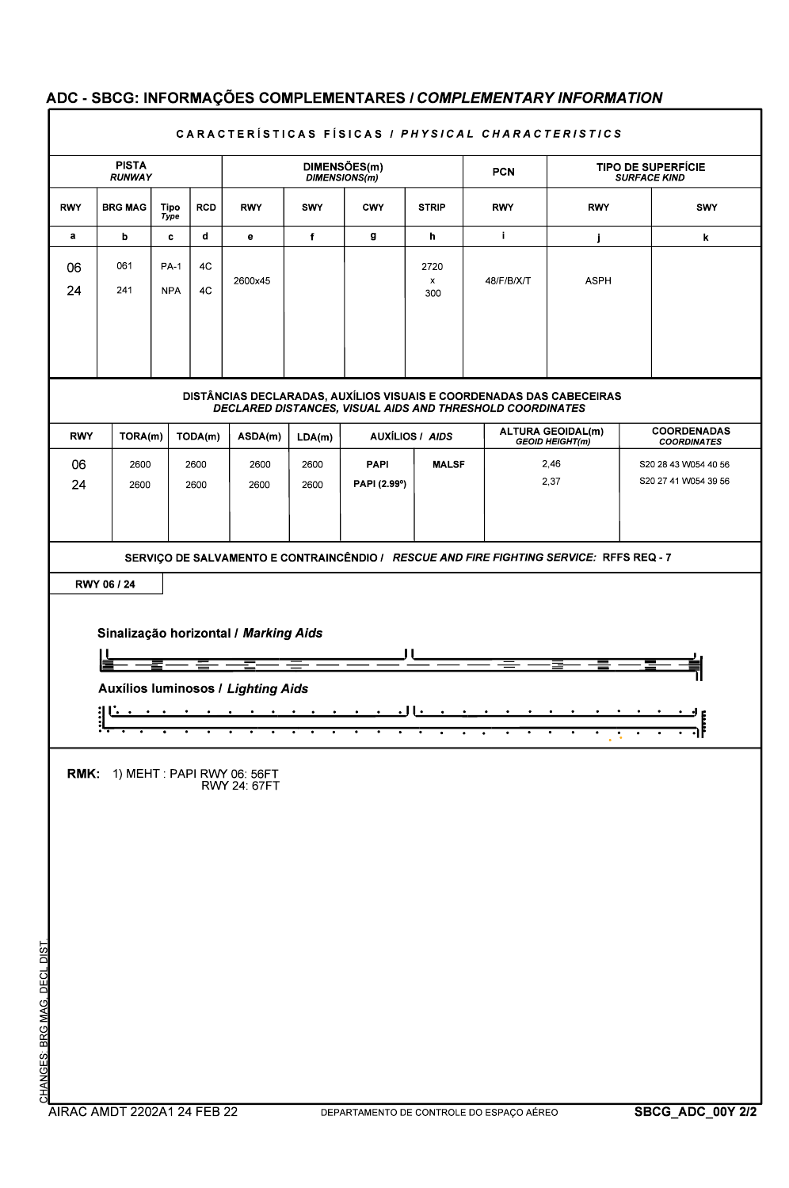## ADC - SBCG: INFORMAÇÕES COMPLEMENTARES / *COMPLEMENTARY INFORMATION*

### CARACTERÍSTICAS FÍSICAS / *PHYSICAL CHARACTERISTICS*

| PISTA *RUNWAY* | | | | DIMENSÕES(m) *DIMENSIONS(m)* | | | | PCN | TIPO DE SUPERFÍCIE *SURFACE KIND* | |
|---|---|---|---|---|---|---|---|---|---|---|
| RWY | BRG MAG | Tipo *Type* | RCD | RWY | SWY | CWY | STRIP | RWY | RWY | SWY |
| a | b | c | d | e | f | g | h | i | j | k |
| 06 | 061 | PA-1 | 4C | 2600x45 | | | 2720 x 300 | 48/F/B/X/T | ASPH | |
| 24 | 241 | NPA | 4C | | | | | | | |

### DISTÂNCIAS DECLARADAS, AUXÍLIOS VISUAIS E COORDENADAS DAS CABECEIRAS / *DECLARED DISTANCES, VISUAL AIDS AND THRESHOLD COORDINATES*

| RWY | TORA(m) | TODA(m) | ASDA(m) | LDA(m) | AUXÍLIOS / *AIDS* | | ALTURA GEOIDAL(m) *GEOID HEIGHT(m)* | COORDENADAS *COORDINATES* |
|---|---|---|---|---|---|---|---|---|
| 06 | 2600 | 2600 | 2600 | 2600 | PAPI | MALSF | 2,46 | S20 28 43 W054 40 56 |
| 24 | 2600 | 2600 | 2600 | 2600 | PAPI (2.99º) | | 2,37 | S20 27 41 W054 39 56 |

**SERVIÇO DE SALVAMENTO E CONTRAINCÊNDIO / *RESCUE AND FIRE FIGHTING SERVICE:* RFFS REQ - 7**

**RWY 06 / 24**

**Sinalização horizontal / *Marking Aids***

**Auxílios luminosos / *Lighting Aids***

**RMK:** 1) MEHT : PAPI RWY 06: 56FT
RWY 24: 67FT

CHANGES: BRG MAG, DECL DIST

AIRAC AMDT 2202A1 24 FEB 22

DEPARTAMENTO DE CONTROLE DO ESPAÇO AÉREO

SBCG_ADC_00Y